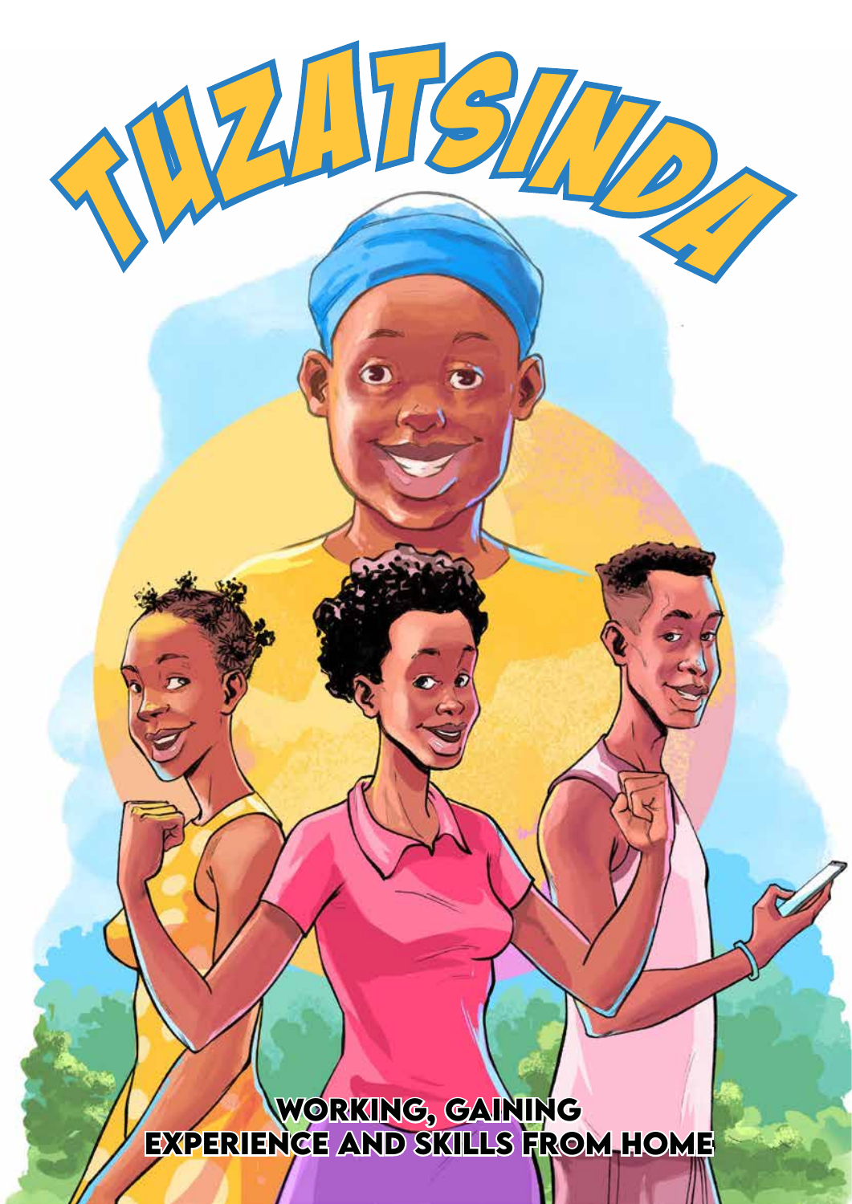# TUZATSINDA

WORKING, GAINING
EXPERIENCE AND SKILLS FROM HOME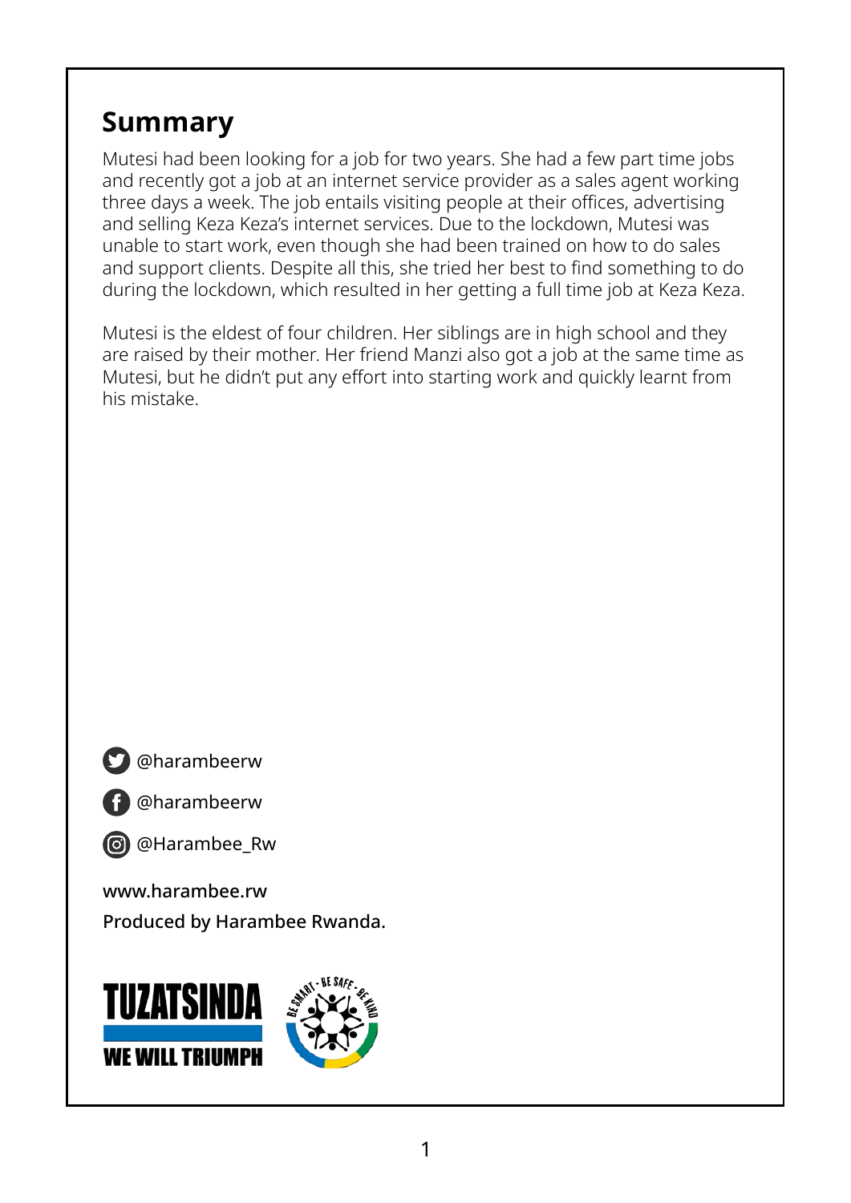## Summary

Mutesi had been looking for a job for two years. She had a few part time jobs and recently got a job at an internet service provider as a sales agent working three days a week. The job entails visiting people at their offices, advertising and selling Keza Keza's internet services. Due to the lockdown, Mutesi was unable to start work, even though she had been trained on how to do sales and support clients. Despite all this, she tried her best to find something to do during the lockdown, which resulted in her getting a full time job at Keza Keza.

Mutesi is the eldest of four children. Her siblings are in high school and they are raised by their mother. Her friend Manzi also got a job at the same time as Mutesi, but he didn't put any effort into starting work and quickly learnt from his mistake.

@harambeerw

@harambeerw

@Harambee_Rw

www.harambee.rw

**Produced by Harambee Rwanda.**

TUZATSINDA

WE WILL TRIUMPH

BE SMART · BE SAFE · BE KIND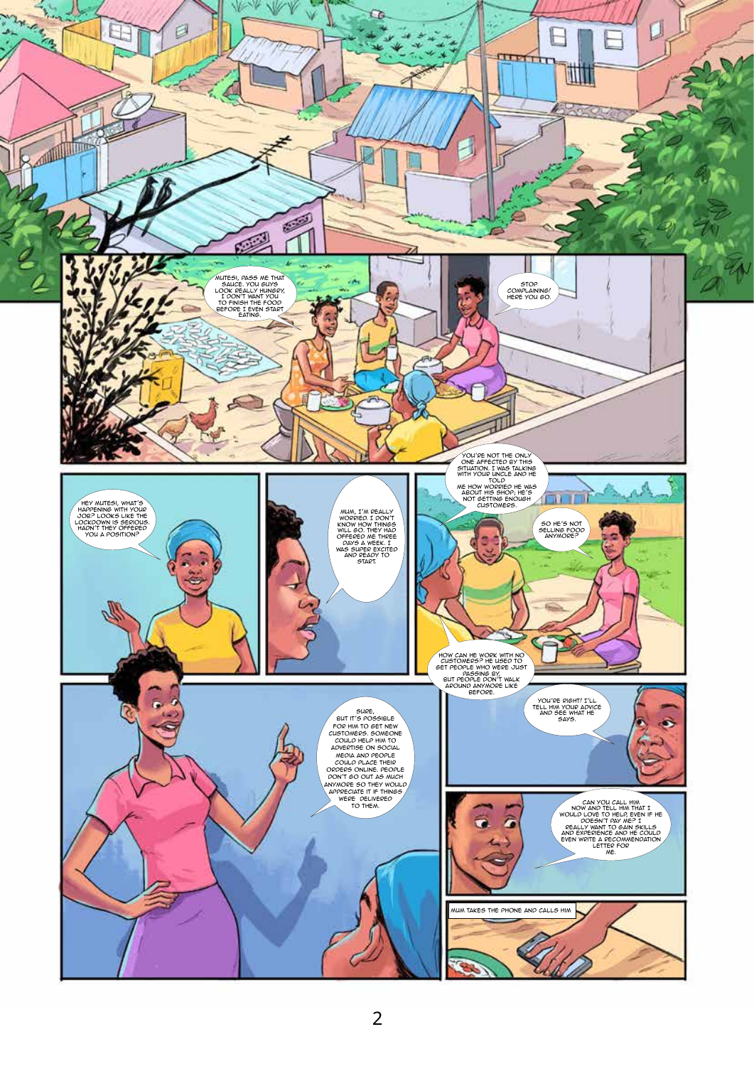MUTESI, PASS ME THAT SAUCE. YOU GUYS LOOK REALLY HUNGRY, I DON'T WANT YOU TO FINISH THE FOOD BEFORE I EVEN START EATING.

STOP COMPLAINING! HERE YOU GO.

HEY MUTESI, WHAT'S HAPPENING WITH YOUR JOB? LOOKS LIKE THE LOCKDOWN IS SERIOUS. HADN'T THEY OFFERED YOU A POSITION?

MUM, I'M REALLY WORRIED. I DON'T KNOW HOW THINGS WILL GO. THEY HAD OFFERED ME THREE DAYS A WEEK. I WAS SUPER EXCITED AND READY TO START.

YOU'RE NOT THE ONLY ONE AFFECTED BY THIS SITUATION. I WAS TALKING WITH YOUR UNCLE AND HE TOLD ME HOW WORRIED HE WAS ABOUT HIS SHOP; HE'S NOT GETTING ENOUGH CUSTOMERS.

SO HE'S NOT SELLING FOOD ANYMORE?

HOW CAN HE WORK WITH NO CUSTOMERS? HE USED TO GET PEOPLE WHO WERE JUST PASSING BY, BUT PEOPLE DON'T WALK AROUND ANYMORE LIKE BEFORE.

SURE, BUT IT'S POSSIBLE FOR HIM TO GET NEW CUSTOMERS. SOMEONE COULD HELP HIM TO ADVERTISE ON SOCIAL MEDIA AND PEOPLE COULD PLACE THEIR ORDERS ONLINE. PEOPLE DON'T GO OUT AS MUCH ANYMORE SO THEY WOULD APPRECIATE IT IF THINGS WERE DELIVERED TO THEM.

YOU'RE RIGHT! I'LL TELL HIM YOUR ADVICE AND SEE WHAT HE SAYS.

CAN YOU CALL HIM NOW AND TELL HIM THAT I WOULD LOVE TO HELP, EVEN IF HE DOESN'T PAY ME? I REALLY WANT TO GAIN SKILLS AND EXPERIENCE AND HE COULD EVEN WRITE A RECOMMENDATION LETTER FOR ME.

MUM TAKES THE PHONE AND CALLS HIM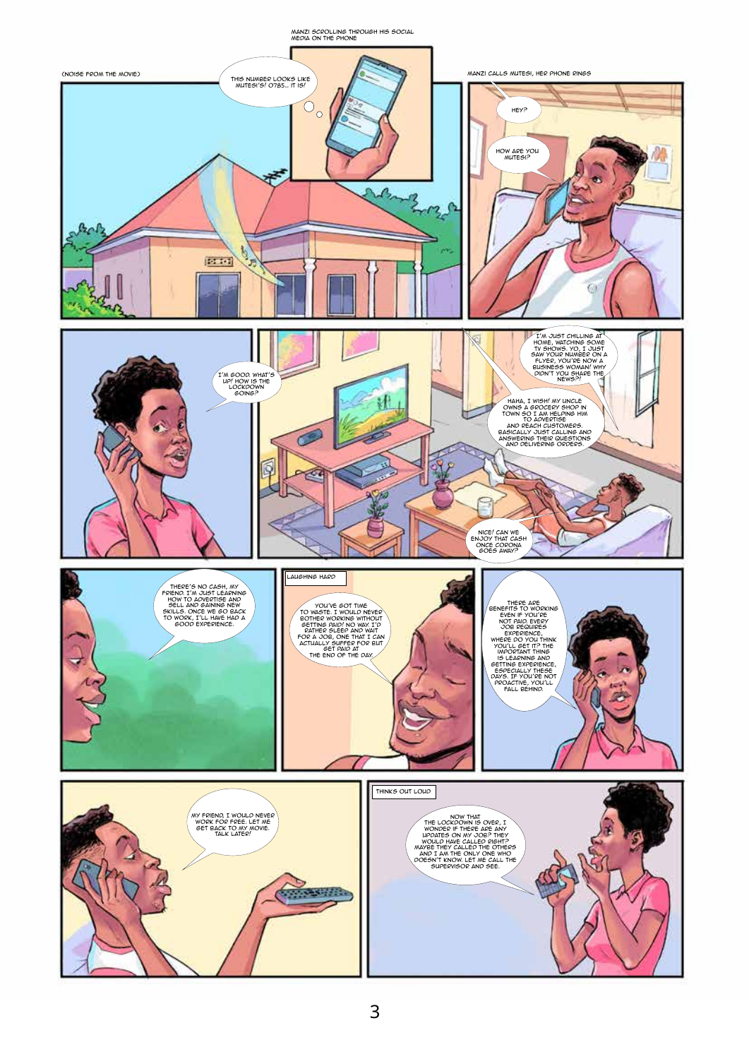MANZI SCROLLING THROUGH HIS SOCIAL MEDIA ON THE PHONE

(NOISE FROM THE MOVIE)

THIS NUMBER LOOKS LIKE MUTESI'S! 0785... IT IS!

MANZI CALLS MUTESI, HER PHONE RINGS

HEY?

HOW ARE YOU MUTESI?

I'M GOOD. WHAT'S UP! HOW IS THE LOCKDOWN GOING?

I'M JUST CHILLING AT HOME, WATCHING SOME TV SHOWS. YO, I JUST SAW YOUR NUMBER ON A FLYER, YOU'RE NOW A BUSINESS WOMAN! WHY DIDN'T YOU SHARE THE NEWS?!

HAHA, I WISH! MY UNCLE OWNS A GROCERY SHOP IN TOWN SO I AM HELPING HIM TO ADVERTISE AND REACH CUSTOMERS. BASICALLY JUST CALLING AND ANSWERING THEIR QUESTIONS AND DELIVERING ORDERS.

NICE! CAN WE ENJOY THAT CASH ONCE CORONA GOES AWAY?

THERE'S NO CASH, MY FRIEND. I'M JUST LEARNING HOW TO ADVERTISE AND SELL AND GAINING NEW SKILLS. ONCE WE GO BACK TO WORK, I'LL HAVE HAD A GOOD EXPERIENCE.

LAUGHING HARD

YOU'VE GOT TIME TO WASTE. I WOULD NEVER BOTHER WORKING WITHOUT GETTING PAID! NO WAY. I'D RATHER SLEEP AND WAIT FOR A JOB, ONE THAT I CAN ACTUALLY SUFFER FOR BUT GET PAID AT THE END OF THE DAY.

THERE ARE BENEFITS TO WORKING EVEN IF YOU'RE NOT PAID. EVERY JOB REQUIRES EXPERIENCE, WHERE DO YOU THINK YOU'LL GET IT? THE IMPORTANT THING IS LEARNING AND GETTING EXPERIENCE, ESPECIALLY THESE DAYS. IF YOU'RE NOT PROACTIVE, YOU'LL FALL BEHIND.

MY FRIEND, I WOULD NEVER WORK FOR FREE. LET ME GET BACK TO MY MOVIE. TALK LATER!

THINKS OUT LOUD

NOW THAT THE LOCKDOWN IS OVER, I WONDER IF THERE ARE ANY UPDATES ON MY JOB? THEY WOULD HAVE CALLED RIGHT? MAYBE THEY CALLED THE OTHERS AND I AM THE ONLY ONE WHO DOESN'T KNOW. LET ME CALL THE SUPERVISOR AND SEE.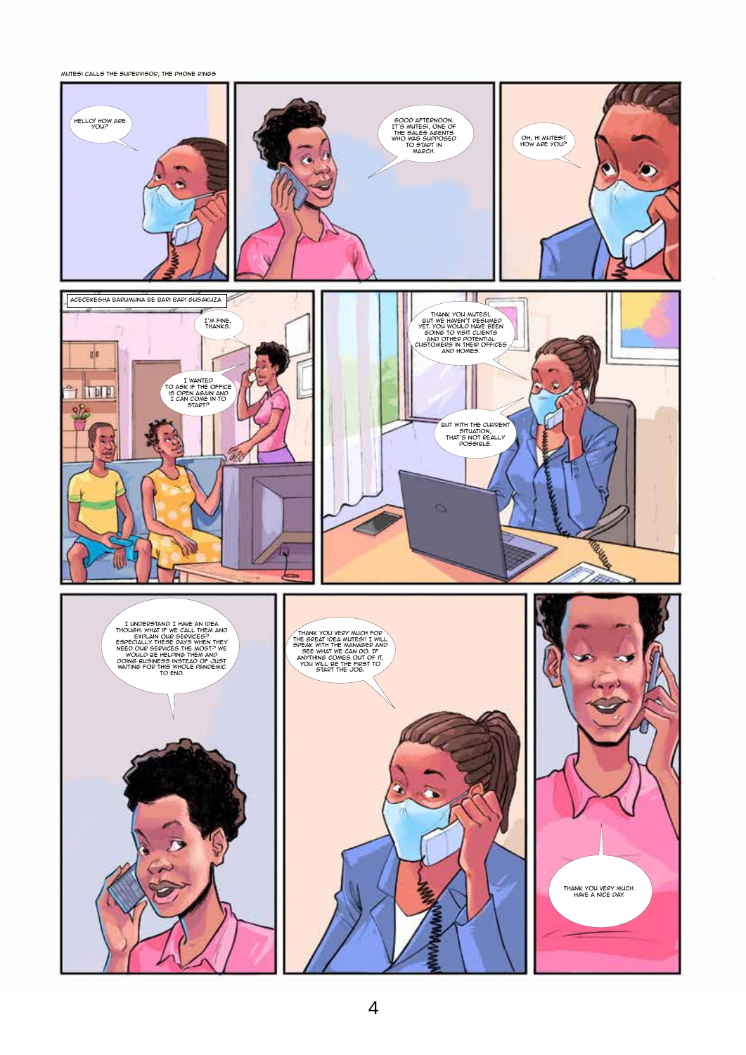MUTESI CALLS THE SUPERVISOR, THE PHONE RINGS

HELLO! HOW ARE YOU?

GOOD AFTERNOON. IT'S MUTESI, ONE OF THE SALES AGENTS WHO WAS SUPPOSED TO START IN MARCH.

OH, HI MUTESI! HOW ARE YOU?

ACECEKESHA BARUMUNA BE BARI BARI GUSAKUZA

I'M FINE, THANKS.

I WANTED TO ASK IF THE OFFICE IS OPEN AGAIN AND I CAN COME IN TO START?

THANK YOU MUTESI, BUT WE HAVEN'T RESUMED YET. YOU WOULD HAVE BEEN GOING TO VISIT CLIENTS AND OTHER POTENTIAL CUSTOMERS IN THEIR OFFICES AND HOMES.

BUT WITH THE CURRENT SITUATION, THAT'S NOT REALLY POSSIBLE.

I UNDERSTAND. I HAVE AN IDEA THOUGH. WHAT IF WE CALL THEM AND EXPLAIN OUR SERVICES? ESPECIALLY THESE DAYS WHEN THEY NEED OUR SERVICES THE MOST? WE WOULD BE HELPING THEM AND DOING BUSINESS INSTEAD OF JUST WAITING FOR THIS WHOLE PANDEMIC TO END.

THANK YOU VERY MUCH FOR THE GREAT IDEA MUTESI! I WILL SPEAK WITH THE MANAGER AND SEE WHAT WE CAN DO. IF ANYTHING COMES OUT OF IT, YOU WILL BE THE FIRST TO START THE JOB.

THANK YOU VERY MUCH. HAVE A NICE DAY.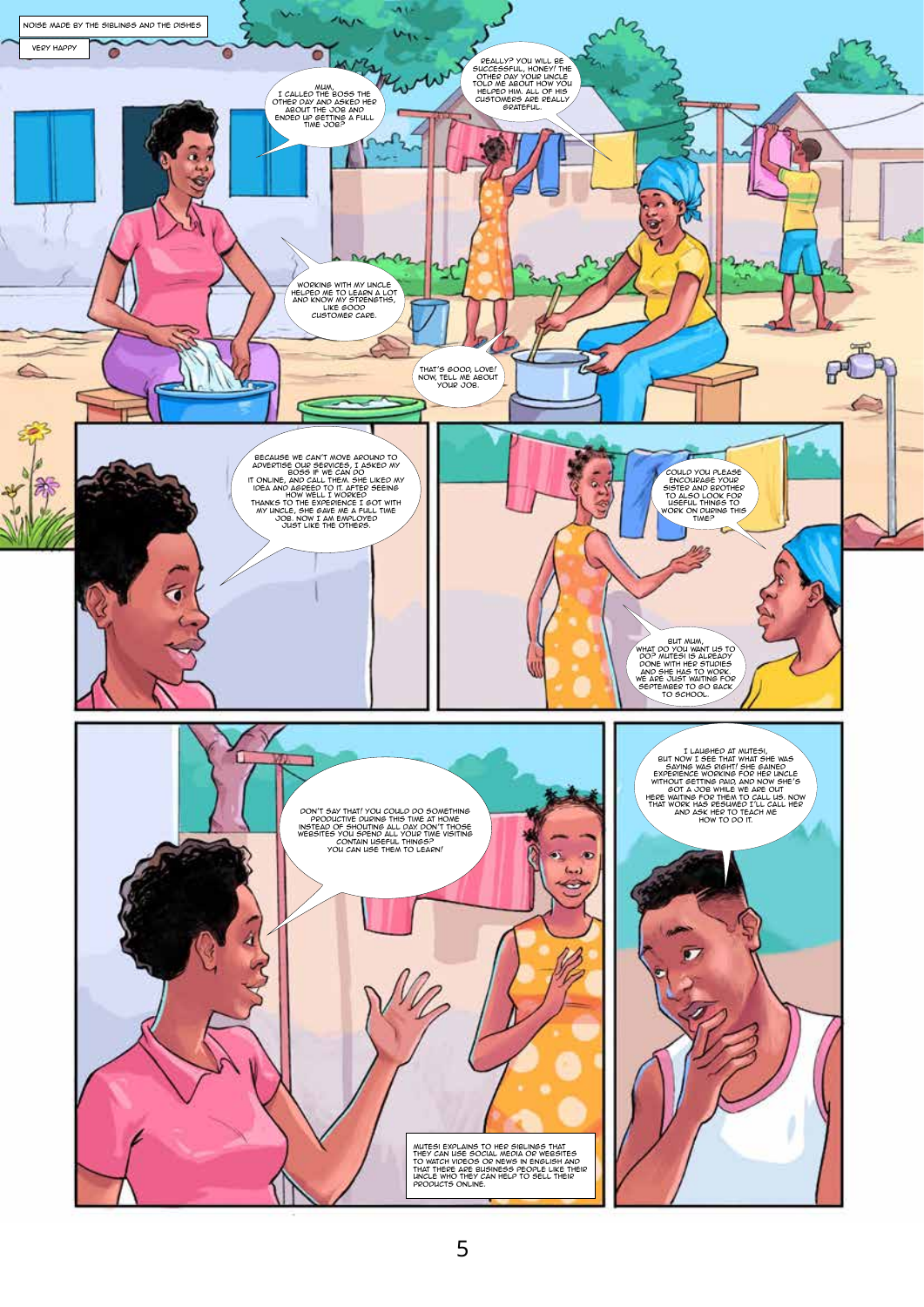NOISE MADE BY THE SIBLINGS AND THE DISHES

VERY HAPPY

MUM, I CALLED THE BOSS THE OTHER DAY AND ASKED HER ABOUT THE JOB AND ENDED UP GETTING A FULL TIME JOB?

REALLY? YOU WILL BE SUCCESSFUL, HONEY! THE OTHER DAY YOUR UNCLE TOLD ME ABOUT HOW YOU HELPED HIM. ALL OF HIS CUSTOMERS ARE REALLY GRATEFUL.

WORKING WITH MY UNCLE HELPED ME TO LEARN A LOT AND KNOW MY STRENGTHS, LIKE GOOD CUSTOMER CARE.

THAT'S GOOD, LOVE! NOW, TELL ME ABOUT YOUR JOB.

BECAUSE WE CAN'T MOVE AROUND TO ADVERTISE OUR SERVICES, I ASKED MY BOSS IF WE CAN DO IT ONLINE, AND CALL THEM. SHE LIKED MY IDEA AND AGREED TO IT. AFTER SEEING HOW WELL I WORKED THANKS TO THE EXPERIENCE I GOT WITH MY UNCLE, SHE GAVE ME A FULL TIME JOB. NOW I AM EMPLOYED JUST LIKE THE OTHERS.

COULD YOU PLEASE ENCOURAGE YOUR SISTER AND BROTHER TO ALSO LOOK FOR USEFUL THINGS TO WORK ON DURING THIS TIME?

BUT MUM, WHAT DO YOU WANT US TO DO? MUTESI IS ALREADY DONE WITH HER STUDIES AND SHE HAS TO WORK. WE ARE JUST WAITING FOR SEPTEMBER TO GO BACK TO SCHOOL.

DON'T SAY THAT! YOU COULD DO SOMETHING PRODUCTIVE DURING THIS TIME AT HOME INSTEAD OF SHOUTING ALL DAY. DON'T THOSE WEBSITES YOU SPEND ALL YOUR TIME VISITING CONTAIN USEFUL THINGS? YOU CAN USE THEM TO LEARN!

MUTESI EXPLAINS TO HER SIBLINGS THAT THEY CAN USE SOCIAL MEDIA OR WEBSITES TO WATCH VIDEOS OR NEWS IN ENGLISH AND THAT THERE ARE BUSINESS PEOPLE LIKE THEIR UNCLE WHO THEY CAN HELP TO SELL THEIR PRODUCTS ONLINE.

I LAUGHED AT MUTESI, BUT NOW I SEE THAT WHAT SHE WAS SAYING WAS RIGHT! SHE GAINED EXPERIENCE WORKING FOR HER UNCLE WITHOUT GETTING PAID, AND NOW SHE'S GOT A JOB WHILE WE ARE OUT HERE WAITING FOR THEM TO CALL US. NOW THAT WORK HAS RESUMED I'LL CALL HER AND ASK HER TO TEACH ME HOW TO DO IT.